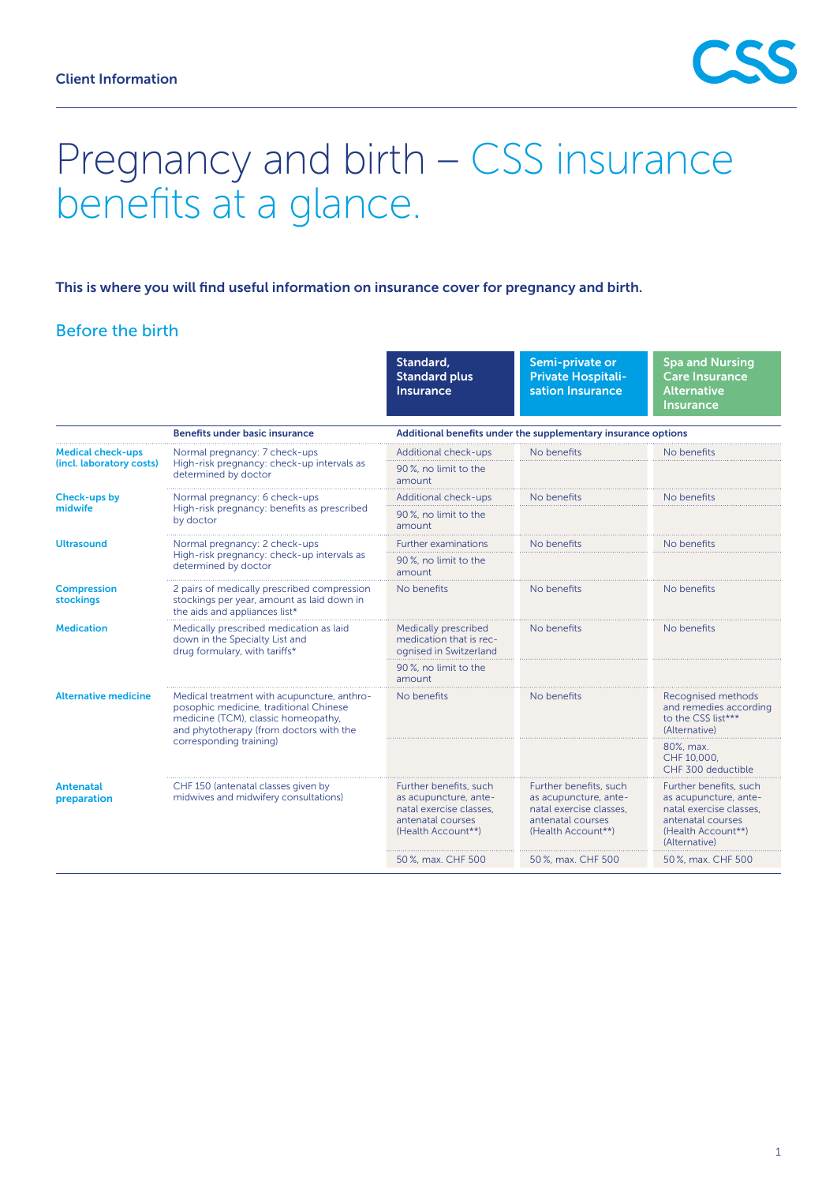Client Information

# Pregnancy and birth – CSS insurance benefits at a glance.

**This is where you will find useful information on insurance cover for pregnancy and birth.**

## Before the birth

| | | Standard, Standard plus Insurance | Semi-private or Private Hospitalisation Insurance | Spa and Nursing Care Insurance Alternative Insurance |
|---|---|---|---|---|
| | **Benefits under basic insurance** | **Additional benefits under the supplementary insurance options** | | |
| **Medical check-ups (incl. laboratory costs)** | Normal pregnancy: 7 check-ups<br>High-risk pregnancy: check-up intervals as determined by doctor | Additional check-ups | No benefits | No benefits |
| | | 90 %, no limit to the amount | | |
| **Check-ups by midwife** | Normal pregnancy: 6 check-ups<br>High-risk pregnancy: benefits as prescribed by doctor | Additional check-ups | No benefits | No benefits |
| | | 90 %, no limit to the amount | | |
| **Ultrasound** | Normal pregnancy: 2 check-ups<br>High-risk pregnancy: check-up intervals as determined by doctor | Further examinations | No benefits | No benefits |
| | | 90 %, no limit to the amount | | |
| **Compression stockings** | 2 pairs of medically prescribed compression stockings per year, amount as laid down in the aids and appliances list* | No benefits | No benefits | No benefits |
| **Medication** | Medically prescribed medication as laid down in the Specialty List and drug formulary, with tariffs* | Medically prescribed medication that is recognised in Switzerland | No benefits | No benefits |
| | | 90 %, no limit to the amount | | |
| **Alternative medicine** | Medical treatment with acupuncture, anthroposophic medicine, traditional Chinese medicine (TCM), classic homeopathy, and phytotherapy (from doctors with the corresponding training) | No benefits | No benefits | Recognised methods and remedies according to the CSS list*** (Alternative) |
| | | | | 80%, max. CHF 10,000, CHF 300 deductible |
| **Antenatal preparation** | CHF 150 (antenatal classes given by midwives and midwifery consultations) | Further benefits, such as acupuncture, antenatal exercise classes, antenatal courses (Health Account**) | Further benefits, such as acupuncture, antenatal exercise classes, antenatal courses (Health Account**) | Further benefits, such as acupuncture, antenatal exercise classes, antenatal courses (Health Account**) (Alternative) |
| | | 50 %, max. CHF 500 | 50 %, max. CHF 500 | 50 %, max. CHF 500 |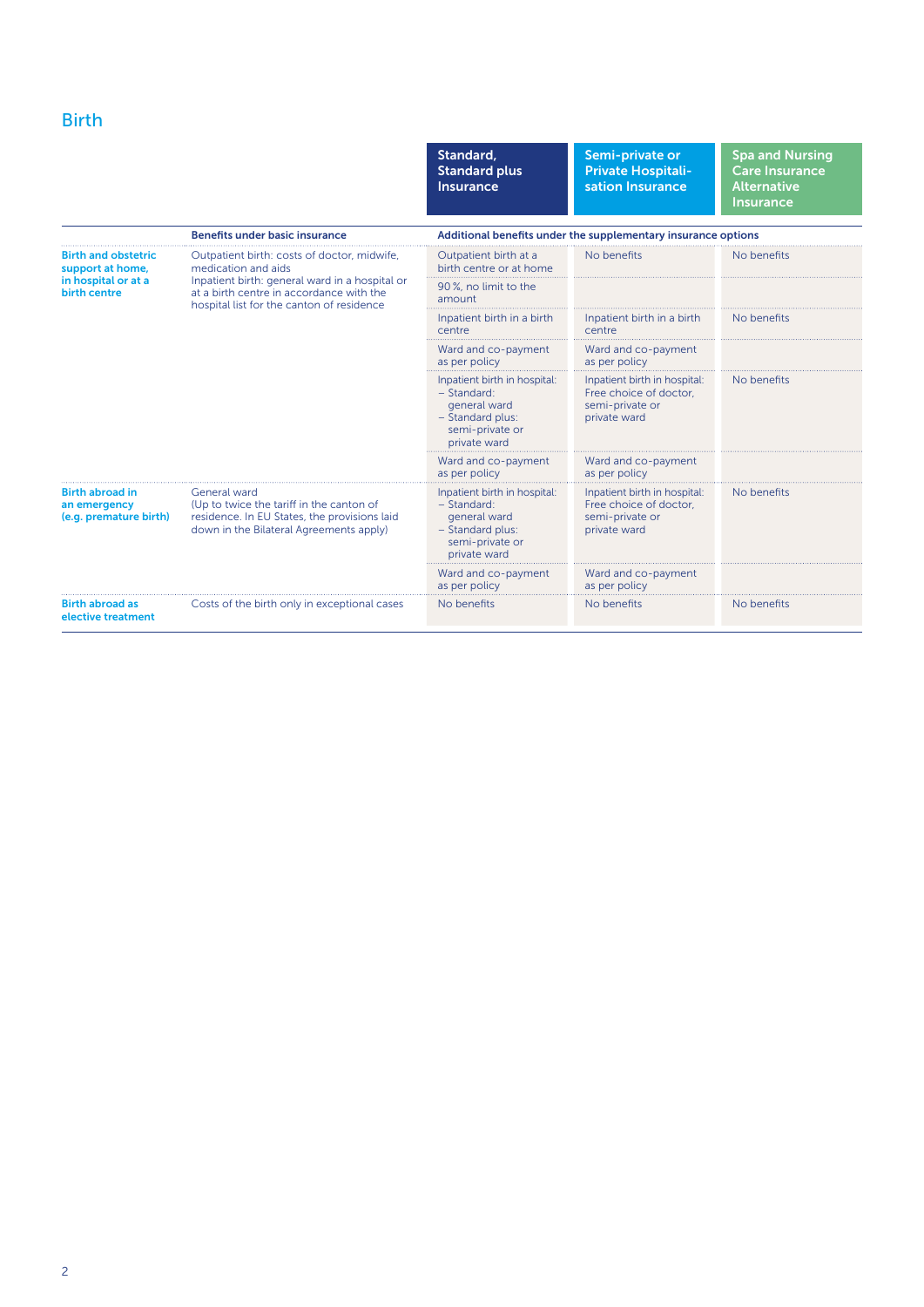## Birth

| | Benefits under basic insurance | Standard, Standard plus Insurance | Semi-private or Private Hospitalisation Insurance | Spa and Nursing Care Insurance Alternative Insurance |
|---|---|---|---|---|
| | | Additional benefits under the supplementary insurance options | | |
| **Birth and obstetric support at home, in hospital or at a birth centre** | Outpatient birth: costs of doctor, midwife, medication and aids<br>Inpatient birth: general ward in a hospital or at a birth centre in accordance with the hospital list for the canton of residence | Outpatient birth at a birth centre or at home | No benefits | No benefits |
| | | 90 %, no limit to the amount | | |
| | | Inpatient birth in a birth centre | Inpatient birth in a birth centre | No benefits |
| | | Ward and co-payment as per policy | Ward and co-payment as per policy | |
| | | Inpatient birth in hospital:<br>– Standard: general ward<br>– Standard plus: semi-private or private ward | Inpatient birth in hospital: Free choice of doctor, semi-private or private ward | No benefits |
| | | Ward and co-payment as per policy | Ward and co-payment as per policy | |
| **Birth abroad in an emergency (e.g. premature birth)** | General ward<br>(Up to twice the tariff in the canton of residence. In EU States, the provisions laid down in the Bilateral Agreements apply) | Inpatient birth in hospital:<br>– Standard: general ward<br>– Standard plus: semi-private or private ward | Inpatient birth in hospital: Free choice of doctor, semi-private or private ward | No benefits |
| | | Ward and co-payment as per policy | Ward and co-payment as per policy | |
| **Birth abroad as elective treatment** | Costs of the birth only in exceptional cases | No benefits | No benefits | No benefits |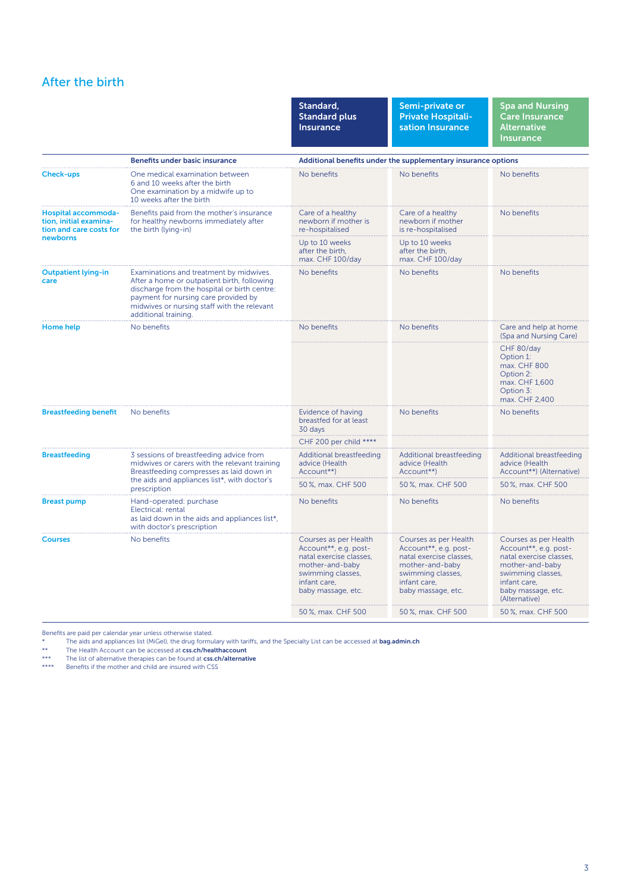## After the birth

| | Benefits under basic insurance | Standard, Standard plus Insurance | Semi-private or Private Hospitalisation Insurance | Spa and Nursing Care Insurance Alternative Insurance |
|---|---|---|---|---|
| | | **Additional benefits under the supplementary insurance options** | | |
| **Check-ups** | One medical examination between 6 and 10 weeks after the birth<br>One examination by a midwife up to 10 weeks after the birth | No benefits | No benefits | No benefits |
| **Hospital accommodation, initial examination and care costs for newborns** | Benefits paid from the mother's insurance for healthy newborns immediately after the birth (lying-in) | Care of a healthy newborn if mother is re-hospitalised<br>Up to 10 weeks after the birth, max. CHF 100/day | Care of a healthy newborn if mother is re-hospitalised<br>Up to 10 weeks after the birth, max. CHF 100/day | No benefits |
| **Outpatient lying-in care** | Examinations and treatment by midwives. After a home or outpatient birth, following discharge from the hospital or birth centre: payment for nursing care provided by midwives or nursing staff with the relevant additional training. | No benefits | No benefits | No benefits |
| **Home help** | No benefits | No benefits | No benefits | Care and help at home (Spa and Nursing Care)<br>CHF 80/day<br>Option 1: max. CHF 800<br>Option 2: max. CHF 1,600<br>Option 3: max. CHF 2,400 |
| **Breastfeeding benefit** | No benefits | Evidence of having breastfed for at least 30 days<br>CHF 200 per child **** | No benefits | No benefits |
| **Breastfeeding** | 3 sessions of breastfeeding advice from midwives or carers with the relevant training<br>Breastfeeding compresses as laid down in the aids and appliances list*, with doctor's prescription | Additional breastfeeding advice (Health Account**)<br>50 %, max. CHF 500 | Additional breastfeeding advice (Health Account**)<br>50 %, max. CHF 500 | Additional breastfeeding advice (Health Account**) (Alternative)<br>50 %, max. CHF 500 |
| **Breast pump** | Hand-operated: purchase<br>Electrical: rental<br>as laid down in the aids and appliances list*, with doctor's prescription | No benefits | No benefits | No benefits |
| **Courses** | No benefits | Courses as per Health Account**, e.g. post-natal exercise classes, mother-and-baby swimming classes, infant care, baby massage, etc.<br>50 %, max. CHF 500 | Courses as per Health Account**, e.g. post-natal exercise classes, mother-and-baby swimming classes, infant care, baby massage, etc.<br>50 %, max. CHF 500 | Courses as per Health Account**, e.g. post-natal exercise classes, mother-and-baby swimming classes, infant care, baby massage, etc. (Alternative)<br>50 %, max. CHF 500 |

Benefits are paid per calendar year unless otherwise stated.

\* The aids and appliances list (MiGeL), the drug formulary with tariffs, and the Specialty List can be accessed at **bag.admin.ch**

\*\* The Health Account can be accessed at **css.ch/healthaccount**

\*\*\* The list of alternative therapies can be found at **css.ch/alternative**

\*\*\*\* Benefits if the mother and child are insured with CSS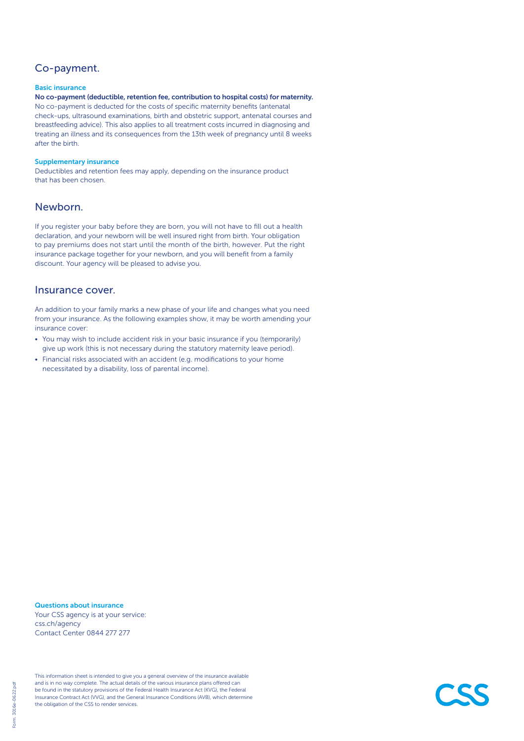## Co-payment.

### Basic insurance

**No co-payment (deductible, retention fee, contribution to hospital costs) for maternity.**
No co-payment is deducted for the costs of specific maternity benefits (antenatal check-ups, ultrasound examinations, birth and obstetric support, antenatal courses and breastfeeding advice). This also applies to all treatment costs incurred in diagnosing and treating an illness and its consequences from the 13th week of pregnancy until 8 weeks after the birth.

### Supplementary insurance

Deductibles and retention fees may apply, depending on the insurance product that has been chosen.

## Newborn.

If you register your baby before they are born, you will not have to fill out a health declaration, and your newborn will be well insured right from birth. Your obligation to pay premiums does not start until the month of the birth, however. Put the right insurance package together for your newborn, and you will benefit from a family discount. Your agency will be pleased to advise you.

## Insurance cover.

An addition to your family marks a new phase of your life and changes what you need from your insurance. As the following examples show, it may be worth amending your insurance cover:

- You may wish to include accident risk in your basic insurance if you (temporarily) give up work (this is not necessary during the statutory maternity leave period).
- Financial risks associated with an accident (e.g. modifications to your home necessitated by a disability, loss of parental income).

**Questions about insurance**
Your CSS agency is at your service:
css.ch/agency
Contact Center 0844 277 277

This information sheet is intended to give you a general overview of the insurance available and is in no way complete. The actual details of the various insurance plans offered can be found in the statutory provisions of the Federal Health Insurance Act (KVG), the Federal Insurance Contract Act (VVG), and the General Insurance Conditions (AVB), which determine the obligation of the CSS to render services.

Form. 3016e-06.22.pdf

CSS